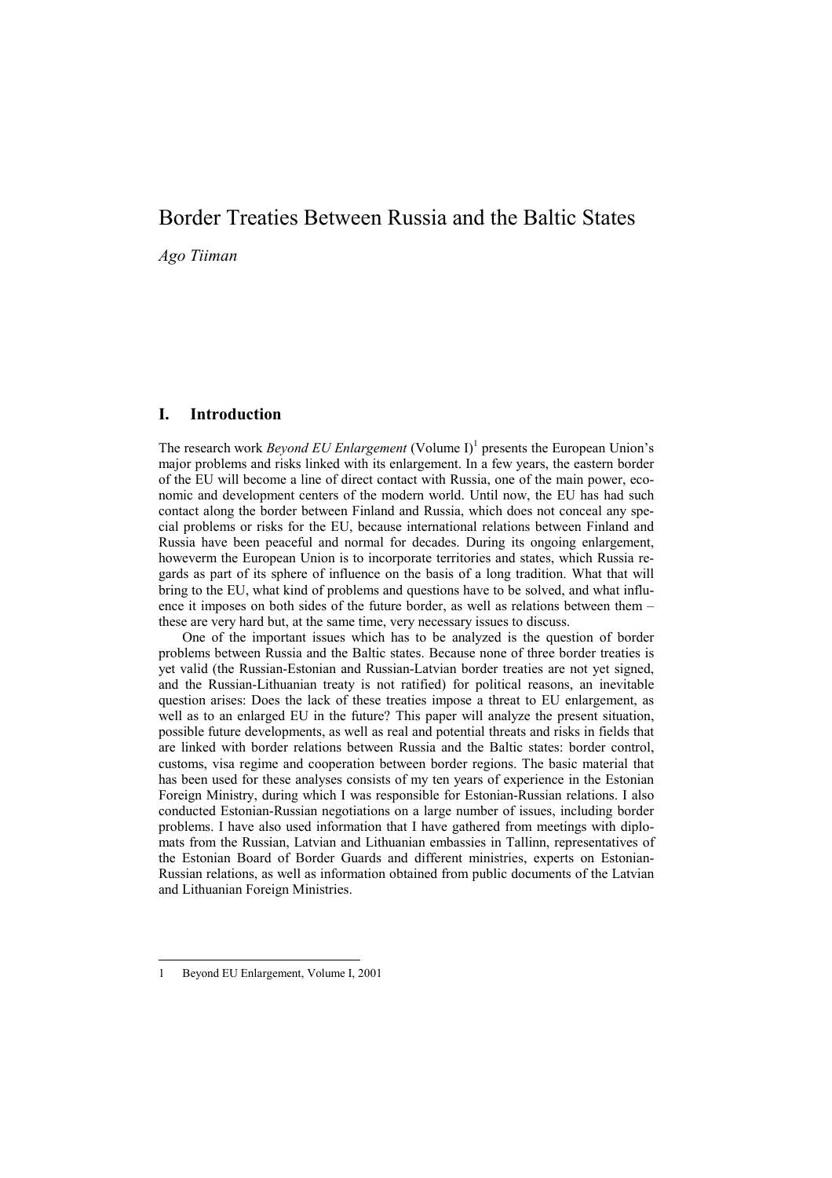# Border Treaties Between Russia and the Baltic States

*Ago Tiiman*

## I. Introduction

The research work *Beyond EU Enlargement* (Volume I)[1] presents the European Union's major problems and risks linked with its enlargement. In a few years, the eastern border of the EU will become a line of direct contact with Russia, one of the main power, economic and development centers of the modern world. Until now, the EU has had such contact along the border between Finland and Russia, which does not conceal any special problems or risks for the EU, because international relations between Finland and Russia have been peaceful and normal for decades. During its ongoing enlargement, howeverm the European Union is to incorporate territories and states, which Russia regards as part of its sphere of influence on the basis of a long tradition. What that will bring to the EU, what kind of problems and questions have to be solved, and what influence it imposes on both sides of the future border, as well as relations between them – these are very hard but, at the same time, very necessary issues to discuss.

One of the important issues which has to be analyzed is the question of border problems between Russia and the Baltic states. Because none of three border treaties is yet valid (the Russian-Estonian and Russian-Latvian border treaties are not yet signed, and the Russian-Lithuanian treaty is not ratified) for political reasons, an inevitable question arises: Does the lack of these treaties impose a threat to EU enlargement, as well as to an enlarged EU in the future? This paper will analyze the present situation, possible future developments, as well as real and potential threats and risks in fields that are linked with border relations between Russia and the Baltic states: border control, customs, visa regime and cooperation between border regions. The basic material that has been used for these analyses consists of my ten years of experience in the Estonian Foreign Ministry, during which I was responsible for Estonian-Russian relations. I also conducted Estonian-Russian negotiations on a large number of issues, including border problems. I have also used information that I have gathered from meetings with diplomats from the Russian, Latvian and Lithuanian embassies in Tallinn, representatives of the Estonian Board of Border Guards and different ministries, experts on Estonian-Russian relations, as well as information obtained from public documents of the Latvian and Lithuanian Foreign Ministries.

---

1 Beyond EU Enlargement, Volume I, 2001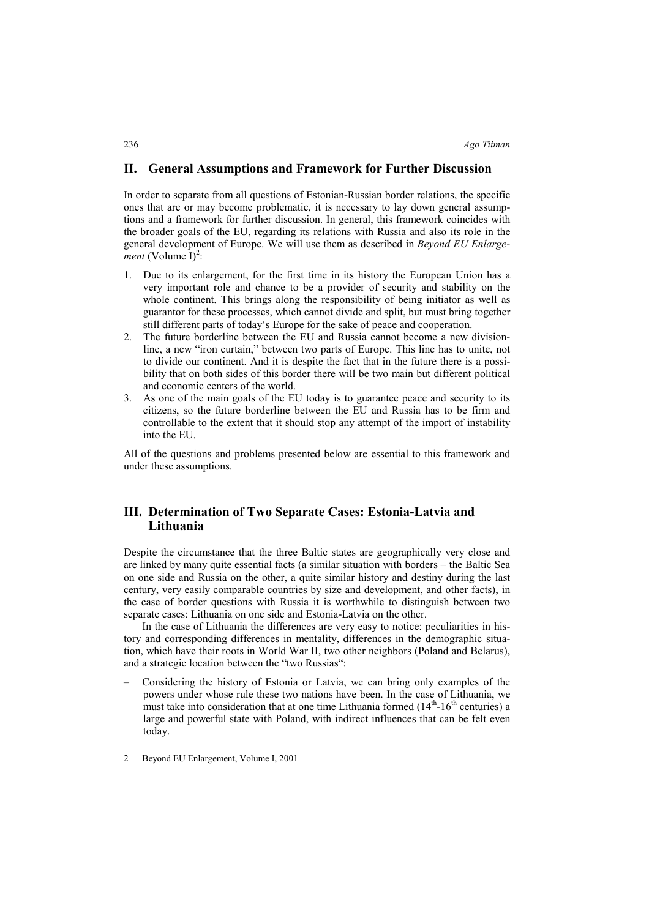## II. General Assumptions and Framework for Further Discussion

In order to separate from all questions of Estonian-Russian border relations, the specific ones that are or may become problematic, it is necessary to lay down general assumptions and a framework for further discussion. In general, this framework coincides with the broader goals of the EU, regarding its relations with Russia and also its role in the general development of Europe. We will use them as described in *Beyond EU Enlargement* (Volume I)[2]:

1. Due to its enlargement, for the first time in its history the European Union has a very important role and chance to be a provider of security and stability on the whole continent. This brings along the responsibility of being initiator as well as guarantor for these processes, which cannot divide and split, but must bring together still different parts of today's Europe for the sake of peace and cooperation.
2. The future borderline between the EU and Russia cannot become a new division-line, a new "iron curtain," between two parts of Europe. This line has to unite, not to divide our continent. And it is despite the fact that in the future there is a possibility that on both sides of this border there will be two main but different political and economic centers of the world.
3. As one of the main goals of the EU today is to guarantee peace and security to its citizens, so the future borderline between the EU and Russia has to be firm and controllable to the extent that it should stop any attempt of the import of instability into the EU.

All of the questions and problems presented below are essential to this framework and under these assumptions.

## III. Determination of Two Separate Cases: Estonia-Latvia and Lithuania

Despite the circumstance that the three Baltic states are geographically very close and are linked by many quite essential facts (a similar situation with borders – the Baltic Sea on one side and Russia on the other, a quite similar history and destiny during the last century, very easily comparable countries by size and development, and other facts), in the case of border questions with Russia it is worthwhile to distinguish between two separate cases: Lithuania on one side and Estonia-Latvia on the other.

In the case of Lithuania the differences are very easy to notice: peculiarities in history and corresponding differences in mentality, differences in the demographic situation, which have their roots in World War II, two other neighbors (Poland and Belarus), and a strategic location between the "two Russias":

– Considering the history of Estonia or Latvia, we can bring only examples of the powers under whose rule these two nations have been. In the case of Lithuania, we must take into consideration that at one time Lithuania formed (14th-16th centuries) a large and powerful state with Poland, with indirect influences that can be felt even today.

---

2 Beyond EU Enlargement, Volume I, 2001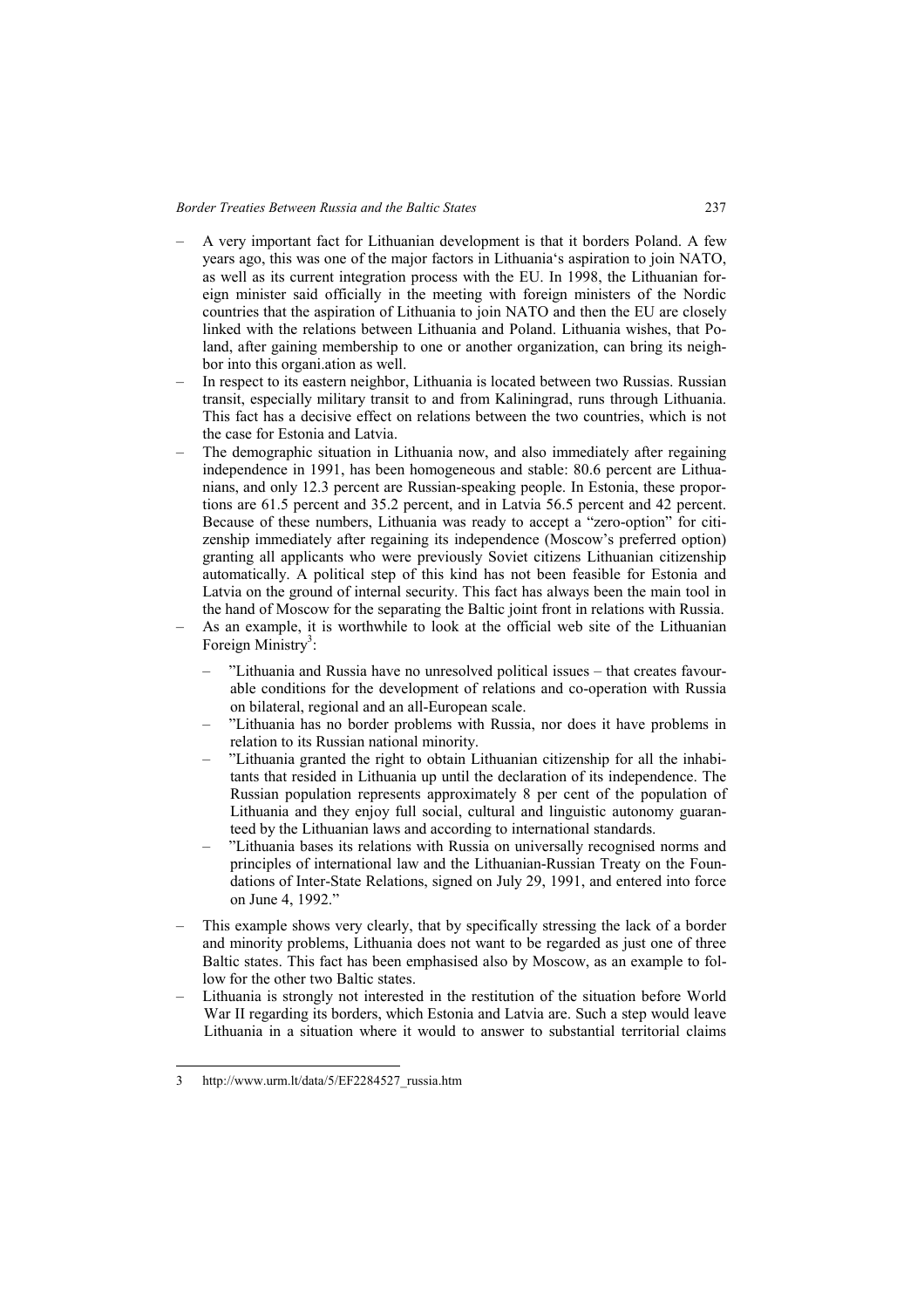- A very important fact for Lithuanian development is that it borders Poland. A few years ago, this was one of the major factors in Lithuania's aspiration to join NATO, as well as its current integration process with the EU. In 1998, the Lithuanian foreign minister said officially in the meeting with foreign ministers of the Nordic countries that the aspiration of Lithuania to join NATO and then the EU are closely linked with the relations between Lithuania and Poland. Lithuania wishes, that Poland, after gaining membership to one or another organization, can bring its neighbor into this organi.ation as well.
- In respect to its eastern neighbor, Lithuania is located between two Russias. Russian transit, especially military transit to and from Kaliningrad, runs through Lithuania. This fact has a decisive effect on relations between the two countries, which is not the case for Estonia and Latvia.
- The demographic situation in Lithuania now, and also immediately after regaining independence in 1991, has been homogeneous and stable: 80.6 percent are Lithuanians, and only 12.3 percent are Russian-speaking people. In Estonia, these proportions are 61.5 percent and 35.2 percent, and in Latvia 56.5 percent and 42 percent. Because of these numbers, Lithuania was ready to accept a "zero-option" for citizenship immediately after regaining its independence (Moscow's preferred option) granting all applicants who were previously Soviet citizens Lithuanian citizenship automatically. A political step of this kind has not been feasible for Estonia and Latvia on the ground of internal security. This fact has always been the main tool in the hand of Moscow for the separating the Baltic joint front in relations with Russia.
- As an example, it is worthwhile to look at the official web site of the Lithuanian Foreign Ministry[3]:
  - "Lithuania and Russia have no unresolved political issues – that creates favourable conditions for the development of relations and co-operation with Russia on bilateral, regional and an all-European scale.
  - "Lithuania has no border problems with Russia, nor does it have problems in relation to its Russian national minority.
  - "Lithuania granted the right to obtain Lithuanian citizenship for all the inhabitants that resided in Lithuania up until the declaration of its independence. The Russian population represents approximately 8 per cent of the population of Lithuania and they enjoy full social, cultural and linguistic autonomy guaranteed by the Lithuanian laws and according to international standards.
  - "Lithuania bases its relations with Russia on universally recognised norms and principles of international law and the Lithuanian-Russian Treaty on the Foundations of Inter-State Relations, signed on July 29, 1991, and entered into force on June 4, 1992."
- This example shows very clearly, that by specifically stressing the lack of a border and minority problems, Lithuania does not want to be regarded as just one of three Baltic states. This fact has been emphasised also by Moscow, as an example to follow for the other two Baltic states.
- Lithuania is strongly not interested in the restitution of the situation before World War II regarding its borders, which Estonia and Latvia are. Such a step would leave Lithuania in a situation where it would to answer to substantial territorial claims

3 http://www.urm.lt/data/5/EF2284527_russia.htm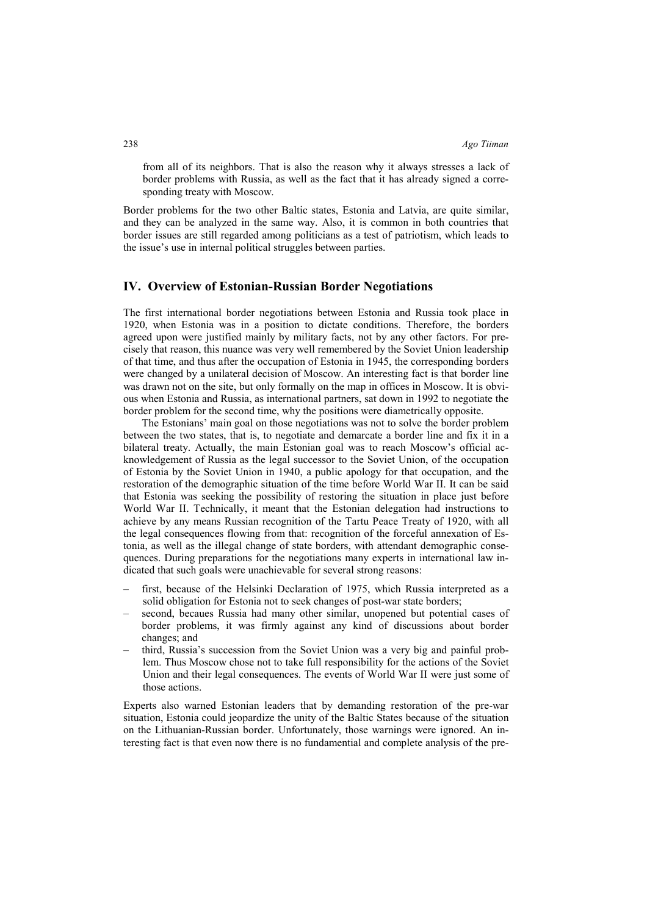from all of its neighbors. That is also the reason why it always stresses a lack of border problems with Russia, as well as the fact that it has already signed a corresponding treaty with Moscow.

Border problems for the two other Baltic states, Estonia and Latvia, are quite similar, and they can be analyzed in the same way. Also, it is common in both countries that border issues are still regarded among politicians as a test of patriotism, which leads to the issue's use in internal political struggles between parties.

## IV. Overview of Estonian-Russian Border Negotiations

The first international border negotiations between Estonia and Russia took place in 1920, when Estonia was in a position to dictate conditions. Therefore, the borders agreed upon were justified mainly by military facts, not by any other factors. For precisely that reason, this nuance was very well remembered by the Soviet Union leadership of that time, and thus after the occupation of Estonia in 1945, the corresponding borders were changed by a unilateral decision of Moscow. An interesting fact is that border line was drawn not on the site, but only formally on the map in offices in Moscow. It is obvious when Estonia and Russia, as international partners, sat down in 1992 to negotiate the border problem for the second time, why the positions were diametrically opposite.

The Estonians' main goal on those negotiations was not to solve the border problem between the two states, that is, to negotiate and demarcate a border line and fix it in a bilateral treaty. Actually, the main Estonian goal was to reach Moscow's official acknowledgement of Russia as the legal successor to the Soviet Union, of the occupation of Estonia by the Soviet Union in 1940, a public apology for that occupation, and the restoration of the demographic situation of the time before World War II. It can be said that Estonia was seeking the possibility of restoring the situation in place just before World War II. Technically, it meant that the Estonian delegation had instructions to achieve by any means Russian recognition of the Tartu Peace Treaty of 1920, with all the legal consequences flowing from that: recognition of the forceful annexation of Estonia, as well as the illegal change of state borders, with attendant demographic consequences. During preparations for the negotiations many experts in international law indicated that such goals were unachievable for several strong reasons:

- first, because of the Helsinki Declaration of 1975, which Russia interpreted as a solid obligation for Estonia not to seek changes of post-war state borders;
- second, becaues Russia had many other similar, unopened but potential cases of border problems, it was firmly against any kind of discussions about border changes; and
- third, Russia's succession from the Soviet Union was a very big and painful problem. Thus Moscow chose not to take full responsibility for the actions of the Soviet Union and their legal consequences. The events of World War II were just some of those actions.

Experts also warned Estonian leaders that by demanding restoration of the pre-war situation, Estonia could jeopardize the unity of the Baltic States because of the situation on the Lithuanian-Russian border. Unfortunately, those warnings were ignored. An interesting fact is that even now there is no fundamential and complete analysis of the pre-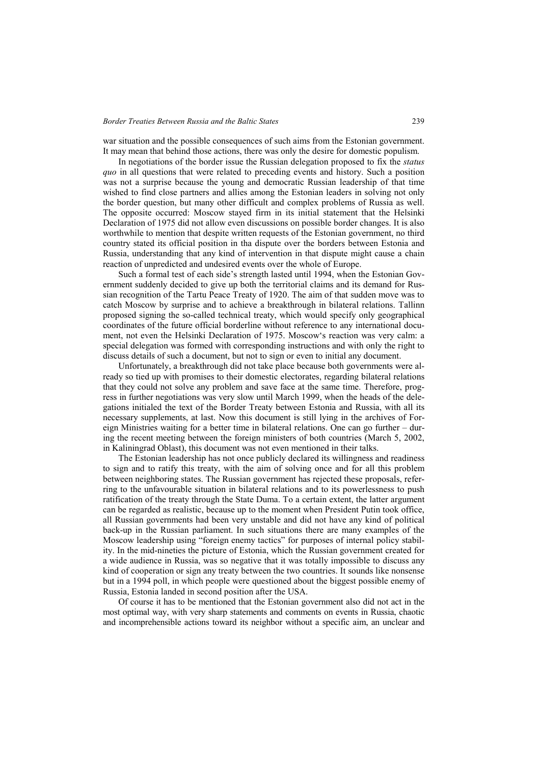war situation and the possible consequences of such aims from the Estonian government. It may mean that behind those actions, there was only the desire for domestic populism.

In negotiations of the border issue the Russian delegation proposed to fix the *status quo* in all questions that were related to preceding events and history. Such a position was not a surprise because the young and democratic Russian leadership of that time wished to find close partners and allies among the Estonian leaders in solving not only the border question, but many other difficult and complex problems of Russia as well. The opposite occurred: Moscow stayed firm in its initial statement that the Helsinki Declaration of 1975 did not allow even discussions on possible border changes. It is also worthwhile to mention that despite written requests of the Estonian government, no third country stated its official position in tha dispute over the borders between Estonia and Russia, understanding that any kind of intervention in that dispute might cause a chain reaction of unpredicted and undesired events over the whole of Europe.

Such a formal test of each side's strength lasted until 1994, when the Estonian Government suddenly decided to give up both the territorial claims and its demand for Russian recognition of the Tartu Peace Treaty of 1920. The aim of that sudden move was to catch Moscow by surprise and to achieve a breakthrough in bilateral relations. Tallinn proposed signing the so-called technical treaty, which would specify only geographical coordinates of the future official borderline without reference to any international document, not even the Helsinki Declaration of 1975. Moscow's reaction was very calm: a special delegation was formed with corresponding instructions and with only the right to discuss details of such a document, but not to sign or even to initial any document.

Unfortunately, a breakthrough did not take place because both governments were already so tied up with promises to their domestic electorates, regarding bilateral relations that they could not solve any problem and save face at the same time. Therefore, progress in further negotiations was very slow until March 1999, when the heads of the delegations initialed the text of the Border Treaty between Estonia and Russia, with all its necessary supplements, at last. Now this document is still lying in the archives of Foreign Ministries waiting for a better time in bilateral relations. One can go further – during the recent meeting between the foreign ministers of both countries (March 5, 2002, in Kaliningrad Oblast), this document was not even mentioned in their talks.

The Estonian leadership has not once publicly declared its willingness and readiness to sign and to ratify this treaty, with the aim of solving once and for all this problem between neighboring states. The Russian government has rejected these proposals, referring to the unfavourable situation in bilateral relations and to its powerlessness to push ratification of the treaty through the State Duma. To a certain extent, the latter argument can be regarded as realistic, because up to the moment when President Putin took office, all Russian governments had been very unstable and did not have any kind of political back-up in the Russian parliament. In such situations there are many examples of the Moscow leadership using "foreign enemy tactics" for purposes of internal policy stability. In the mid-nineties the picture of Estonia, which the Russian government created for a wide audience in Russia, was so negative that it was totally impossible to discuss any kind of cooperation or sign any treaty between the two countries. It sounds like nonsense but in a 1994 poll, in which people were questioned about the biggest possible enemy of Russia, Estonia landed in second position after the USA.

Of course it has to be mentioned that the Estonian government also did not act in the most optimal way, with very sharp statements and comments on events in Russia, chaotic and incomprehensible actions toward its neighbor without a specific aim, an unclear and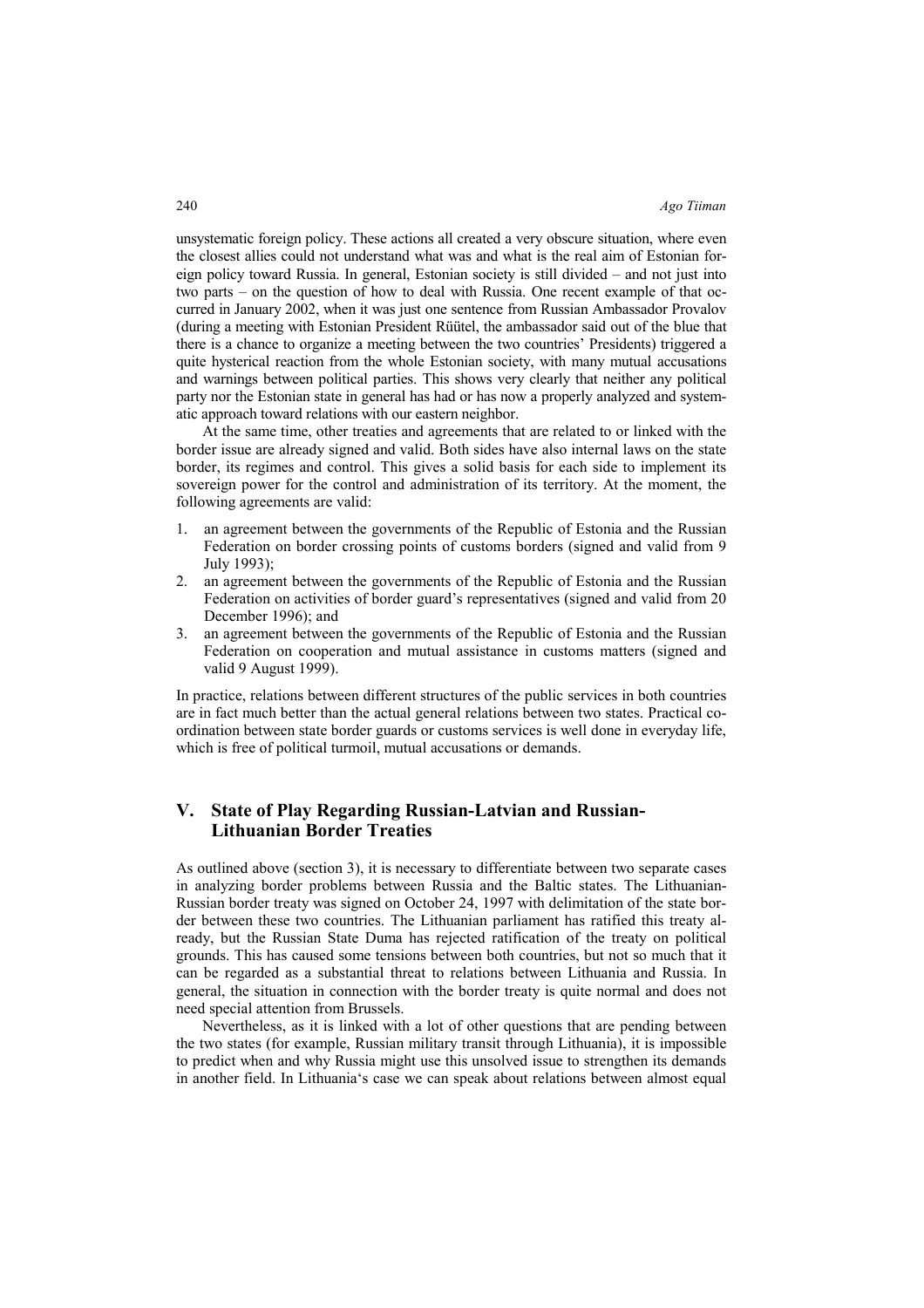unsystematic foreign policy. These actions all created a very obscure situation, where even the closest allies could not understand what was and what is the real aim of Estonian foreign policy toward Russia. In general, Estonian society is still divided – and not just into two parts – on the question of how to deal with Russia. One recent example of that occurred in January 2002, when it was just one sentence from Russian Ambassador Provalov (during a meeting with Estonian President Rüütel, the ambassador said out of the blue that there is a chance to organize a meeting between the two countries' Presidents) triggered a quite hysterical reaction from the whole Estonian society, with many mutual accusations and warnings between political parties. This shows very clearly that neither any political party nor the Estonian state in general has had or has now a properly analyzed and systematic approach toward relations with our eastern neighbor.

At the same time, other treaties and agreements that are related to or linked with the border issue are already signed and valid. Both sides have also internal laws on the state border, its regimes and control. This gives a solid basis for each side to implement its sovereign power for the control and administration of its territory. At the moment, the following agreements are valid:

1. an agreement between the governments of the Republic of Estonia and the Russian Federation on border crossing points of customs borders (signed and valid from 9 July 1993);
2. an agreement between the governments of the Republic of Estonia and the Russian Federation on activities of border guard's representatives (signed and valid from 20 December 1996); and
3. an agreement between the governments of the Republic of Estonia and the Russian Federation on cooperation and mutual assistance in customs matters (signed and valid 9 August 1999).

In practice, relations between different structures of the public services in both countries are in fact much better than the actual general relations between two states. Practical coordination between state border guards or customs services is well done in everyday life, which is free of political turmoil, mutual accusations or demands.

## V. State of Play Regarding Russian-Latvian and Russian-Lithuanian Border Treaties

As outlined above (section 3), it is necessary to differentiate between two separate cases in analyzing border problems between Russia and the Baltic states. The Lithuanian-Russian border treaty was signed on October 24, 1997 with delimitation of the state border between these two countries. The Lithuanian parliament has ratified this treaty already, but the Russian State Duma has rejected ratification of the treaty on political grounds. This has caused some tensions between both countries, but not so much that it can be regarded as a substantial threat to relations between Lithuania and Russia. In general, the situation in connection with the border treaty is quite normal and does not need special attention from Brussels.

Nevertheless, as it is linked with a lot of other questions that are pending between the two states (for example, Russian military transit through Lithuania), it is impossible to predict when and why Russia might use this unsolved issue to strengthen its demands in another field. In Lithuania's case we can speak about relations between almost equal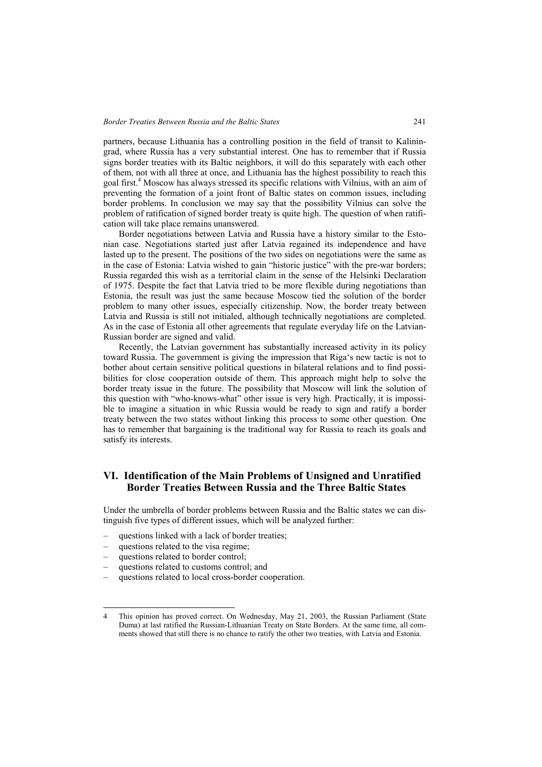partners, because Lithuania has a controlling position in the field of transit to Kaliningrad, where Russia has a very substantial interest. One has to remember that if Russia signs border treaties with its Baltic neighbors, it will do this separately with each other of them, not with all three at once, and Lithuania has the highest possibility to reach this goal first.[4] Moscow has always stressed its specific relations with Vilnius, with an aim of preventing the formation of a joint front of Baltic states on common issues, including border problems. In conclusion we may say that the possibility Vilnius can solve the problem of ratification of signed border treaty is quite high. The question of when ratification will take place remains unanswered.

Border negotiations between Latvia and Russia have a history similar to the Estonian case. Negotiations started just after Latvia regained its independence and have lasted up to the present. The positions of the two sides on negotiations were the same as in the case of Estonia: Latvia wished to gain "historic justice" with the pre-war borders; Russia regarded this wish as a territorial claim in the sense of the Helsinki Declaration of 1975. Despite the fact that Latvia tried to be more flexible during negotiations than Estonia, the result was just the same because Moscow tied the solution of the border problem to many other issues, especially citizenship. Now, the border treaty between Latvia and Russia is still not initialed, although technically negotiations are completed. As in the case of Estonia all other agreements that regulate everyday life on the Latvian-Russian border are signed and valid.

Recently, the Latvian government has substantially increased activity in its policy toward Russia. The government is giving the impression that Riga's new tactic is not to bother about certain sensitive political questions in bilateral relations and to find possibilities for close cooperation outside of them. This approach might help to solve the border treaty issue in the future. The possibility that Moscow will link the solution of this question with "who-knows-what" other issue is very high. Practically, it is impossible to imagine a situation in whic Russia would be ready to sign and ratify a border treaty between the two states without linking this process to some other question. One has to remember that bargaining is the traditional way for Russia to reach its goals and satisfy its interests.

## VI. Identification of the Main Problems of Unsigned and Unratified Border Treaties Between Russia and the Three Baltic States

Under the umbrella of border problems between Russia and the Baltic states we can distinguish five types of different issues, which will be analyzed further:

– questions linked with a lack of border treaties;
– questions related to the visa regime;
– questions related to border control;
– questions related to customs control; and
– questions related to local cross-border cooperation.

---

4 This opinion has proved correct. On Wednesday, May 21, 2003, the Russian Parliament (State Duma) at last ratified the Russian-Lithuanian Treaty on State Borders. At the same time, all comments showed that still there is no chance to ratify the other two treaties, with Latvia and Estonia.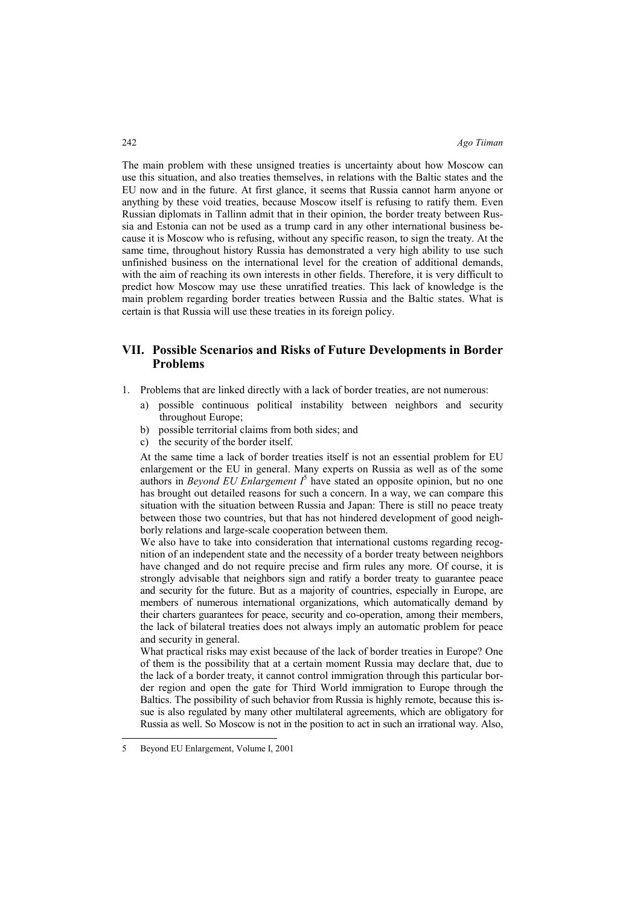The main problem with these unsigned treaties is uncertainty about how Moscow can use this situation, and also treaties themselves, in relations with the Baltic states and the EU now and in the future. At first glance, it seems that Russia cannot harm anyone or anything by these void treaties, because Moscow itself is refusing to ratify them. Even Russian diplomats in Tallinn admit that in their opinion, the border treaty between Russia and Estonia can not be used as a trump card in any other international business because it is Moscow who is refusing, without any specific reason, to sign the treaty. At the same time, throughout history Russia has demonstrated a very high ability to use such unfinished business on the international level for the creation of additional demands, with the aim of reaching its own interests in other fields. Therefore, it is very difficult to predict how Moscow may use these unratified treaties. This lack of knowledge is the main problem regarding border treaties between Russia and the Baltic states. What is certain is that Russia will use these treaties in its foreign policy.

## VII. Possible Scenarios and Risks of Future Developments in Border Problems

1. Problems that are linked directly with a lack of border treaties, are not numerous:
   a) possible continuous political instability between neighbors and security throughout Europe;
   b) possible territorial claims from both sides; and
   c) the security of the border itself.

   At the same time a lack of border treaties itself is not an essential problem for EU enlargement or the EU in general. Many experts on Russia as well as of the some authors in *Beyond EU Enlargement I*[5] have stated an opposite opinion, but no one has brought out detailed reasons for such a concern. In a way, we can compare this situation with the situation between Russia and Japan: There is still no peace treaty between those two countries, but that has not hindered development of good neighborly relations and large-scale cooperation between them.

   We also have to take into consideration that international customs regarding recognition of an independent state and the necessity of a border treaty between neighbors have changed and do not require precise and firm rules any more. Of course, it is strongly advisable that neighbors sign and ratify a border treaty to guarantee peace and security for the future. But as a majority of countries, especially in Europe, are members of numerous international organizations, which automatically demand by their charters guarantees for peace, security and co-operation, among their members, the lack of bilateral treaties does not always imply an automatic problem for peace and security in general.

   What practical risks may exist because of the lack of border treaties in Europe? One of them is the possibility that at a certain moment Russia may declare that, due to the lack of a border treaty, it cannot control immigration through this particular border region and open the gate for Third World immigration to Europe through the Baltics. The possibility of such behavior from Russia is highly remote, because this issue is also regulated by many other multilateral agreements, which are obligatory for Russia as well. So Moscow is not in the position to act in such an irrational way. Also,

5 Beyond EU Enlargement, Volume I, 2001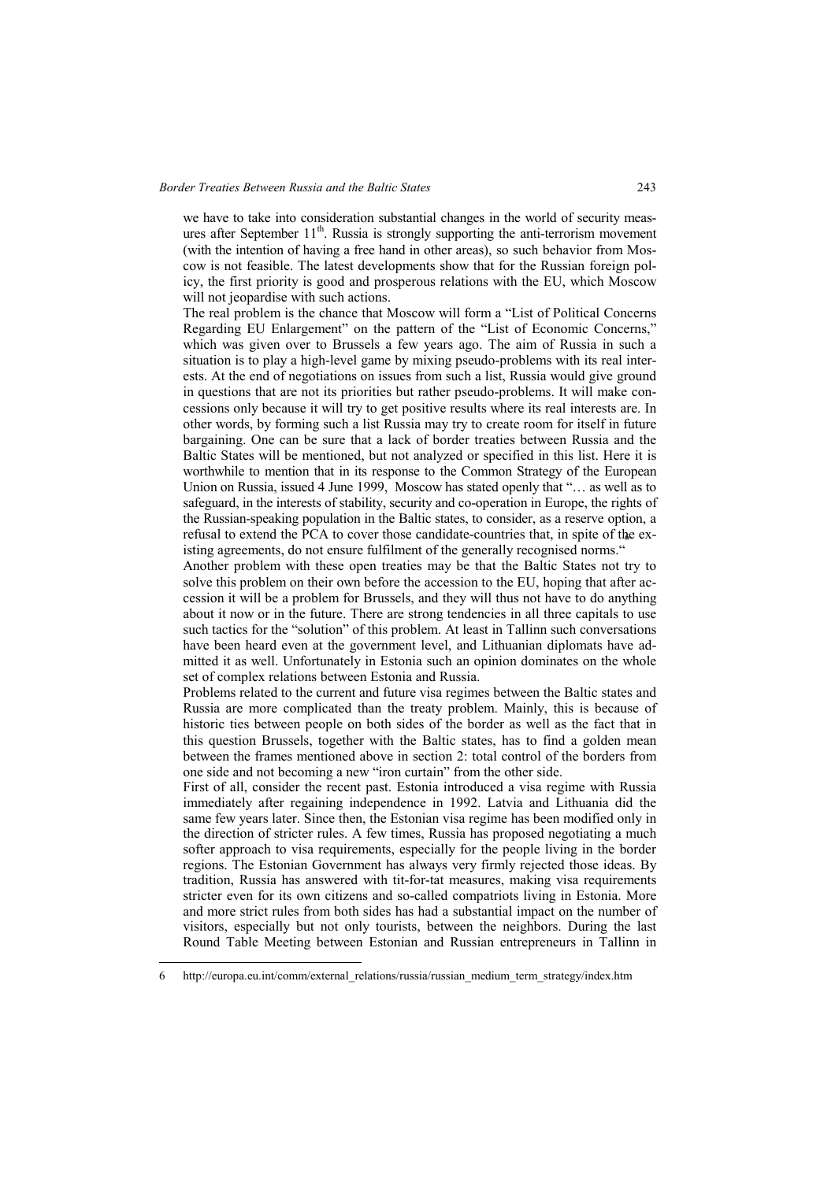we have to take into consideration substantial changes in the world of security measures after September 11th. Russia is strongly supporting the anti-terrorism movement (with the intention of having a free hand in other areas), so such behavior from Moscow is not feasible. The latest developments show that for the Russian foreign policy, the first priority is good and prosperous relations with the EU, which Moscow will not jeopardise with such actions.

The real problem is the chance that Moscow will form a "List of Political Concerns Regarding EU Enlargement" on the pattern of the "List of Economic Concerns," which was given over to Brussels a few years ago. The aim of Russia in such a situation is to play a high-level game by mixing pseudo-problems with its real interests. At the end of negotiations on issues from such a list, Russia would give ground in questions that are not its priorities but rather pseudo-problems. It will make concessions only because it will try to get positive results where its real interests are. In other words, by forming such a list Russia may try to create room for itself in future bargaining. One can be sure that a lack of border treaties between Russia and the Baltic States will be mentioned, but not analyzed or specified in this list. Here it is worthwhile to mention that in its response to the Common Strategy of the European Union on Russia, issued 4 June 1999, Moscow has stated openly that "… as well as to safeguard, in the interests of stability, security and co-operation in Europe, the rights of the Russian-speaking population in the Baltic states, to consider, as a reserve option, a refusal to extend the PCA to cover those candidate-countries that, in spite of the existing agreements, do not ensure fulfilment of the generally recognised norms."[6]

Another problem with these open treaties may be that the Baltic States not try to solve this problem on their own before the accession to the EU, hoping that after accession it will be a problem for Brussels, and they will thus not have to do anything about it now or in the future. There are strong tendencies in all three capitals to use such tactics for the "solution" of this problem. At least in Tallinn such conversations have been heard even at the government level, and Lithuanian diplomats have admitted it as well. Unfortunately in Estonia such an opinion dominates on the whole set of complex relations between Estonia and Russia.

Problems related to the current and future visa regimes between the Baltic states and Russia are more complicated than the treaty problem. Mainly, this is because of historic ties between people on both sides of the border as well as the fact that in this question Brussels, together with the Baltic states, has to find a golden mean between the frames mentioned above in section 2: total control of the borders from one side and not becoming a new "iron curtain" from the other side.

First of all, consider the recent past. Estonia introduced a visa regime with Russia immediately after regaining independence in 1992. Latvia and Lithuania did the same few years later. Since then, the Estonian visa regime has been modified only in the direction of stricter rules. A few times, Russia has proposed negotiating a much softer approach to visa requirements, especially for the people living in the border regions. The Estonian Government has always very firmly rejected those ideas. By tradition, Russia has answered with tit-for-tat measures, making visa requirements stricter even for its own citizens and so-called compatriots living in Estonia. More and more strict rules from both sides has had a substantial impact on the number of visitors, especially but not only tourists, between the neighbors. During the last Round Table Meeting between Estonian and Russian entrepreneurs in Tallinn in

---

6 http://europa.eu.int/comm/external_relations/russia/russian_medium_term_strategy/index.htm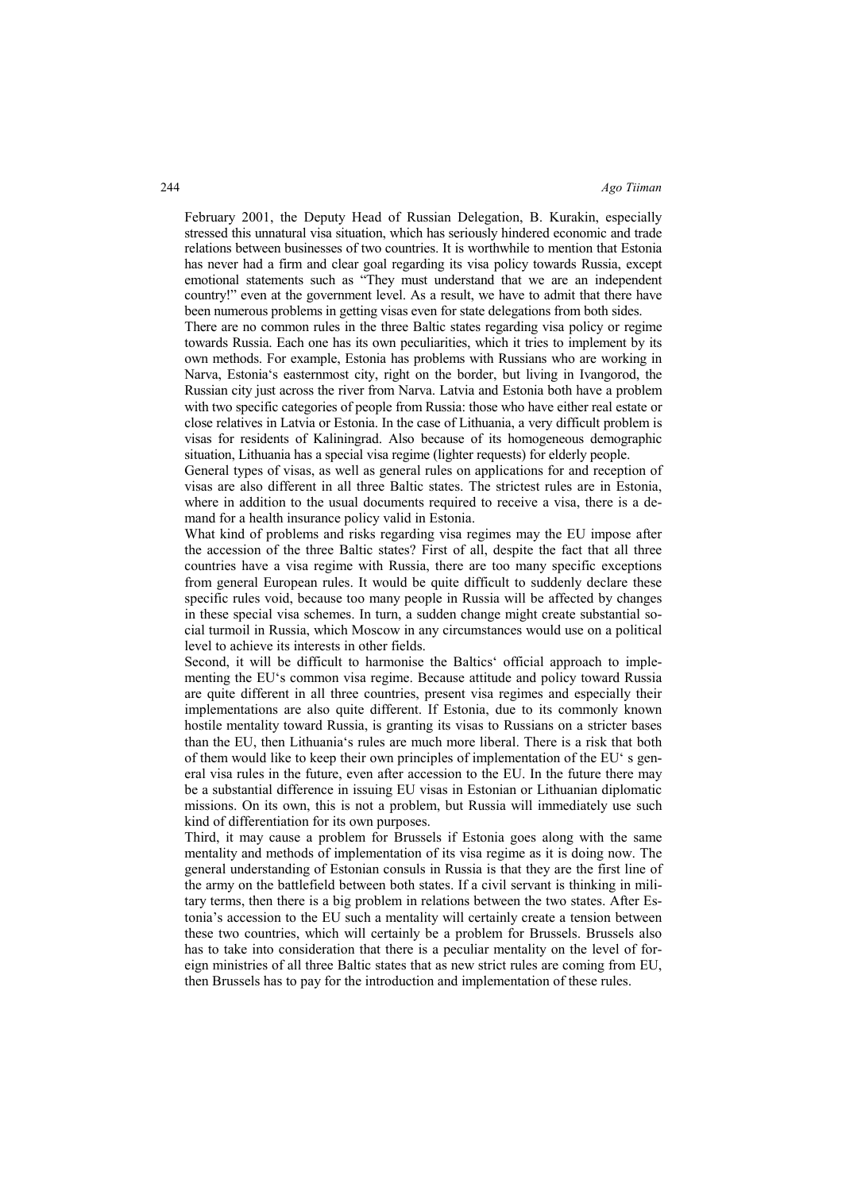February 2001, the Deputy Head of Russian Delegation, B. Kurakin, especially stressed this unnatural visa situation, which has seriously hindered economic and trade relations between businesses of two countries. It is worthwhile to mention that Estonia has never had a firm and clear goal regarding its visa policy towards Russia, except emotional statements such as "They must understand that we are an independent country!" even at the government level. As a result, we have to admit that there have been numerous problems in getting visas even for state delegations from both sides.

There are no common rules in the three Baltic states regarding visa policy or regime towards Russia. Each one has its own peculiarities, which it tries to implement by its own methods. For example, Estonia has problems with Russians who are working in Narva, Estonia's easternmost city, right on the border, but living in Ivangorod, the Russian city just across the river from Narva. Latvia and Estonia both have a problem with two specific categories of people from Russia: those who have either real estate or close relatives in Latvia or Estonia. In the case of Lithuania, a very difficult problem is visas for residents of Kaliningrad. Also because of its homogeneous demographic situation, Lithuania has a special visa regime (lighter requests) for elderly people.

General types of visas, as well as general rules on applications for and reception of visas are also different in all three Baltic states. The strictest rules are in Estonia, where in addition to the usual documents required to receive a visa, there is a demand for a health insurance policy valid in Estonia.

What kind of problems and risks regarding visa regimes may the EU impose after the accession of the three Baltic states? First of all, despite the fact that all three countries have a visa regime with Russia, there are too many specific exceptions from general European rules. It would be quite difficult to suddenly declare these specific rules void, because too many people in Russia will be affected by changes in these special visa schemes. In turn, a sudden change might create substantial social turmoil in Russia, which Moscow in any circumstances would use on a political level to achieve its interests in other fields.

Second, it will be difficult to harmonise the Baltics' official approach to implementing the EU's common visa regime. Because attitude and policy toward Russia are quite different in all three countries, present visa regimes and especially their implementations are also quite different. If Estonia, due to its commonly known hostile mentality toward Russia, is granting its visas to Russians on a stricter bases than the EU, then Lithuania's rules are much more liberal. There is a risk that both of them would like to keep their own principles of implementation of the EU' s general visa rules in the future, even after accession to the EU. In the future there may be a substantial difference in issuing EU visas in Estonian or Lithuanian diplomatic missions. On its own, this is not a problem, but Russia will immediately use such kind of differentiation for its own purposes.

Third, it may cause a problem for Brussels if Estonia goes along with the same mentality and methods of implementation of its visa regime as it is doing now. The general understanding of Estonian consuls in Russia is that they are the first line of the army on the battlefield between both states. If a civil servant is thinking in military terms, then there is a big problem in relations between the two states. After Estonia's accession to the EU such a mentality will certainly create a tension between these two countries, which will certainly be a problem for Brussels. Brussels also has to take into consideration that there is a peculiar mentality on the level of foreign ministries of all three Baltic states that as new strict rules are coming from EU, then Brussels has to pay for the introduction and implementation of these rules.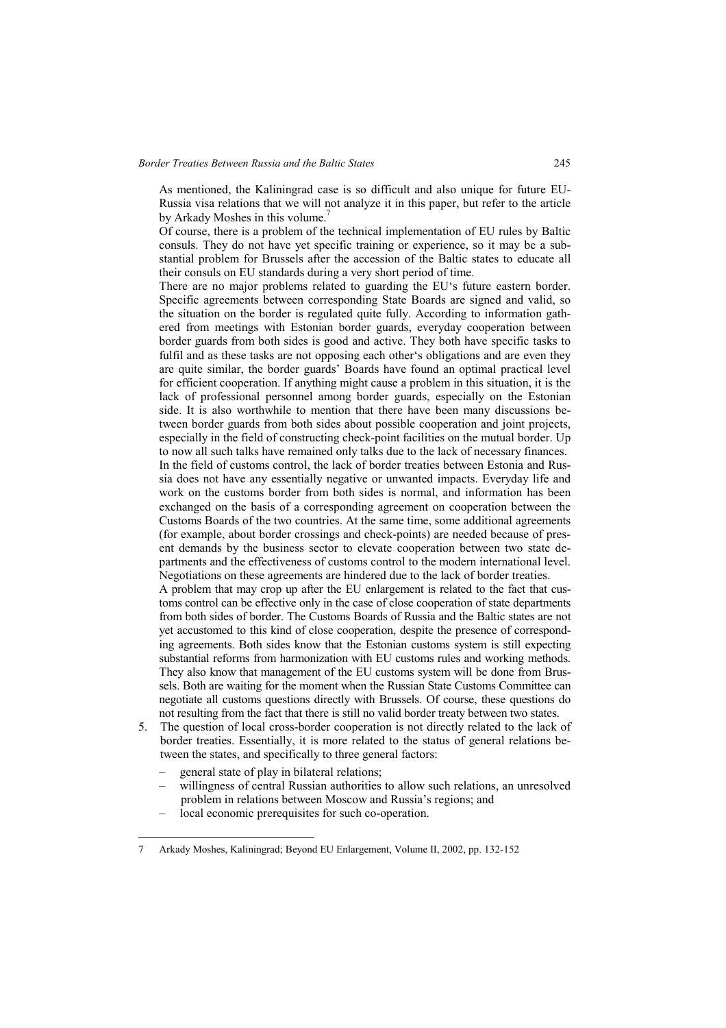As mentioned, the Kaliningrad case is so difficult and also unique for future EU-Russia visa relations that we will not analyze it in this paper, but refer to the article by Arkady Moshes in this volume.[7]

Of course, there is a problem of the technical implementation of EU rules by Baltic consuls. They do not have yet specific training or experience, so it may be a substantial problem for Brussels after the accession of the Baltic states to educate all their consuls on EU standards during a very short period of time.

There are no major problems related to guarding the EU's future eastern border. Specific agreements between corresponding State Boards are signed and valid, so the situation on the border is regulated quite fully. According to information gathered from meetings with Estonian border guards, everyday cooperation between border guards from both sides is good and active. They both have specific tasks to fulfil and as these tasks are not opposing each other's obligations and are even they are quite similar, the border guards' Boards have found an optimal practical level for efficient cooperation. If anything might cause a problem in this situation, it is the lack of professional personnel among border guards, especially on the Estonian side. It is also worthwhile to mention that there have been many discussions between border guards from both sides about possible cooperation and joint projects, especially in the field of constructing check-point facilities on the mutual border. Up to now all such talks have remained only talks due to the lack of necessary finances.

In the field of customs control, the lack of border treaties between Estonia and Russia does not have any essentially negative or unwanted impacts. Everyday life and work on the customs border from both sides is normal, and information has been exchanged on the basis of a corresponding agreement on cooperation between the Customs Boards of the two countries. At the same time, some additional agreements (for example, about border crossings and check-points) are needed because of present demands by the business sector to elevate cooperation between two state departments and the effectiveness of customs control to the modern international level. Negotiations on these agreements are hindered due to the lack of border treaties.

A problem that may crop up after the EU enlargement is related to the fact that customs control can be effective only in the case of close cooperation of state departments from both sides of border. The Customs Boards of Russia and the Baltic states are not yet accustomed to this kind of close cooperation, despite the presence of corresponding agreements. Both sides know that the Estonian customs system is still expecting substantial reforms from harmonization with EU customs rules and working methods. They also know that management of the EU customs system will be done from Brussels. Both are waiting for the moment when the Russian State Customs Committee can negotiate all customs questions directly with Brussels. Of course, these questions do not resulting from the fact that there is still no valid border treaty between two states.

5. The question of local cross-border cooperation is not directly related to the lack of border treaties. Essentially, it is more related to the status of general relations between the states, and specifically to three general factors:
   - general state of play in bilateral relations;
   - willingness of central Russian authorities to allow such relations, an unresolved problem in relations between Moscow and Russia's regions; and
   - local economic prerequisites for such co-operation.

---

7 Arkady Moshes, Kaliningrad; Beyond EU Enlargement, Volume II, 2002, pp. 132-152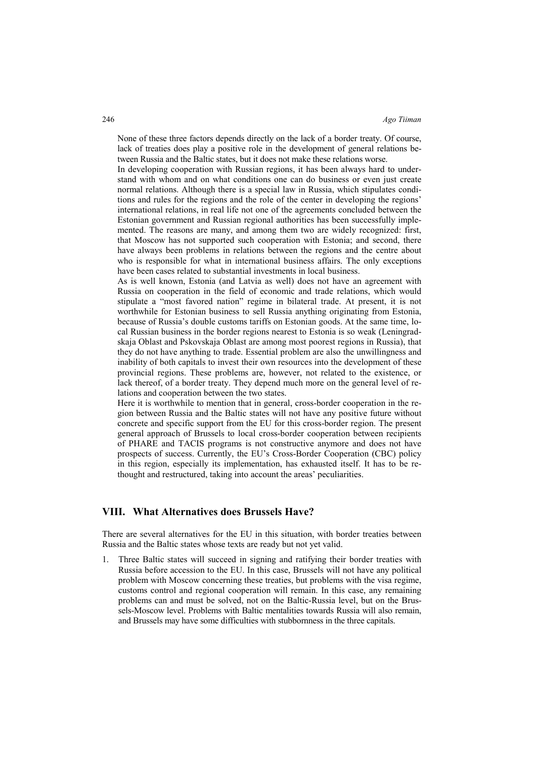None of these three factors depends directly on the lack of a border treaty. Of course, lack of treaties does play a positive role in the development of general relations between Russia and the Baltic states, but it does not make these relations worse.

In developing cooperation with Russian regions, it has been always hard to understand with whom and on what conditions one can do business or even just create normal relations. Although there is a special law in Russia, which stipulates conditions and rules for the regions and the role of the center in developing the regions' international relations, in real life not one of the agreements concluded between the Estonian government and Russian regional authorities has been successfully implemented. The reasons are many, and among them two are widely recognized: first, that Moscow has not supported such cooperation with Estonia; and second, there have always been problems in relations between the regions and the centre about who is responsible for what in international business affairs. The only exceptions have been cases related to substantial investments in local business.

As is well known, Estonia (and Latvia as well) does not have an agreement with Russia on cooperation in the field of economic and trade relations, which would stipulate a "most favored nation" regime in bilateral trade. At present, it is not worthwhile for Estonian business to sell Russia anything originating from Estonia, because of Russia's double customs tariffs on Estonian goods. At the same time, local Russian business in the border regions nearest to Estonia is so weak (Leningradskaja Oblast and Pskovskaja Oblast are among most poorest regions in Russia), that they do not have anything to trade. Essential problem are also the unwillingness and inability of both capitals to invest their own resources into the development of these provincial regions. These problems are, however, not related to the existence, or lack thereof, of a border treaty. They depend much more on the general level of relations and cooperation between the two states.

Here it is worthwhile to mention that in general, cross-border cooperation in the region between Russia and the Baltic states will not have any positive future without concrete and specific support from the EU for this cross-border region. The present general approach of Brussels to local cross-border cooperation between recipients of PHARE and TACIS programs is not constructive anymore and does not have prospects of success. Currently, the EU's Cross-Border Cooperation (CBC) policy in this region, especially its implementation, has exhausted itself. It has to be rethought and restructured, taking into account the areas' peculiarities.

## VIII. What Alternatives does Brussels Have?

There are several alternatives for the EU in this situation, with border treaties between Russia and the Baltic states whose texts are ready but not yet valid.

1. Three Baltic states will succeed in signing and ratifying their border treaties with Russia before accession to the EU. In this case, Brussels will not have any political problem with Moscow concerning these treaties, but problems with the visa regime, customs control and regional cooperation will remain. In this case, any remaining problems can and must be solved, not on the Baltic-Russia level, but on the Brussels-Moscow level. Problems with Baltic mentalities towards Russia will also remain, and Brussels may have some difficulties with stubbornness in the three capitals.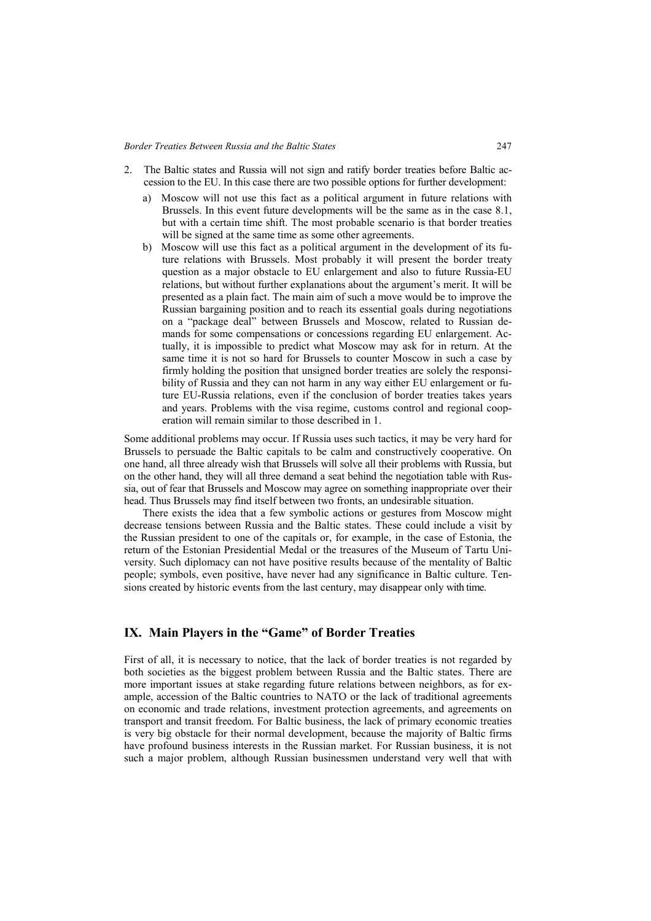2. The Baltic states and Russia will not sign and ratify border treaties before Baltic accession to the EU. In this case there are two possible options for further development:

   a) Moscow will not use this fact as a political argument in future relations with Brussels. In this event future developments will be the same as in the case 8.1, but with a certain time shift. The most probable scenario is that border treaties will be signed at the same time as some other agreements.

   b) Moscow will use this fact as a political argument in the development of its future relations with Brussels. Most probably it will present the border treaty question as a major obstacle to EU enlargement and also to future Russia-EU relations, but without further explanations about the argument's merit. It will be presented as a plain fact. The main aim of such a move would be to improve the Russian bargaining position and to reach its essential goals during negotiations on a "package deal" between Brussels and Moscow, related to Russian demands for some compensations or concessions regarding EU enlargement. Actually, it is impossible to predict what Moscow may ask for in return. At the same time it is not so hard for Brussels to counter Moscow in such a case by firmly holding the position that unsigned border treaties are solely the responsibility of Russia and they can not harm in any way either EU enlargement or future EU-Russia relations, even if the conclusion of border treaties takes years and years. Problems with the visa regime, customs control and regional cooperation will remain similar to those described in 1.

Some additional problems may occur. If Russia uses such tactics, it may be very hard for Brussels to persuade the Baltic capitals to be calm and constructively cooperative. On one hand, all three already wish that Brussels will solve all their problems with Russia, but on the other hand, they will all three demand a seat behind the negotiation table with Russia, out of fear that Brussels and Moscow may agree on something inappropriate over their head. Thus Brussels may find itself between two fronts, an undesirable situation.

There exists the idea that a few symbolic actions or gestures from Moscow might decrease tensions between Russia and the Baltic states. These could include a visit by the Russian president to one of the capitals or, for example, in the case of Estonia, the return of the Estonian Presidential Medal or the treasures of the Museum of Tartu University. Such diplomacy can not have positive results because of the mentality of Baltic people; symbols, even positive, have never had any significance in Baltic culture. Tensions created by historic events from the last century, may disappear only with time.

## IX. Main Players in the "Game" of Border Treaties

First of all, it is necessary to notice, that the lack of border treaties is not regarded by both societies as the biggest problem between Russia and the Baltic states. There are more important issues at stake regarding future relations between neighbors, as for example, accession of the Baltic countries to NATO or the lack of traditional agreements on economic and trade relations, investment protection agreements, and agreements on transport and transit freedom. For Baltic business, the lack of primary economic treaties is very big obstacle for their normal development, because the majority of Baltic firms have profound business interests in the Russian market. For Russian business, it is not such a major problem, although Russian businessmen understand very well that with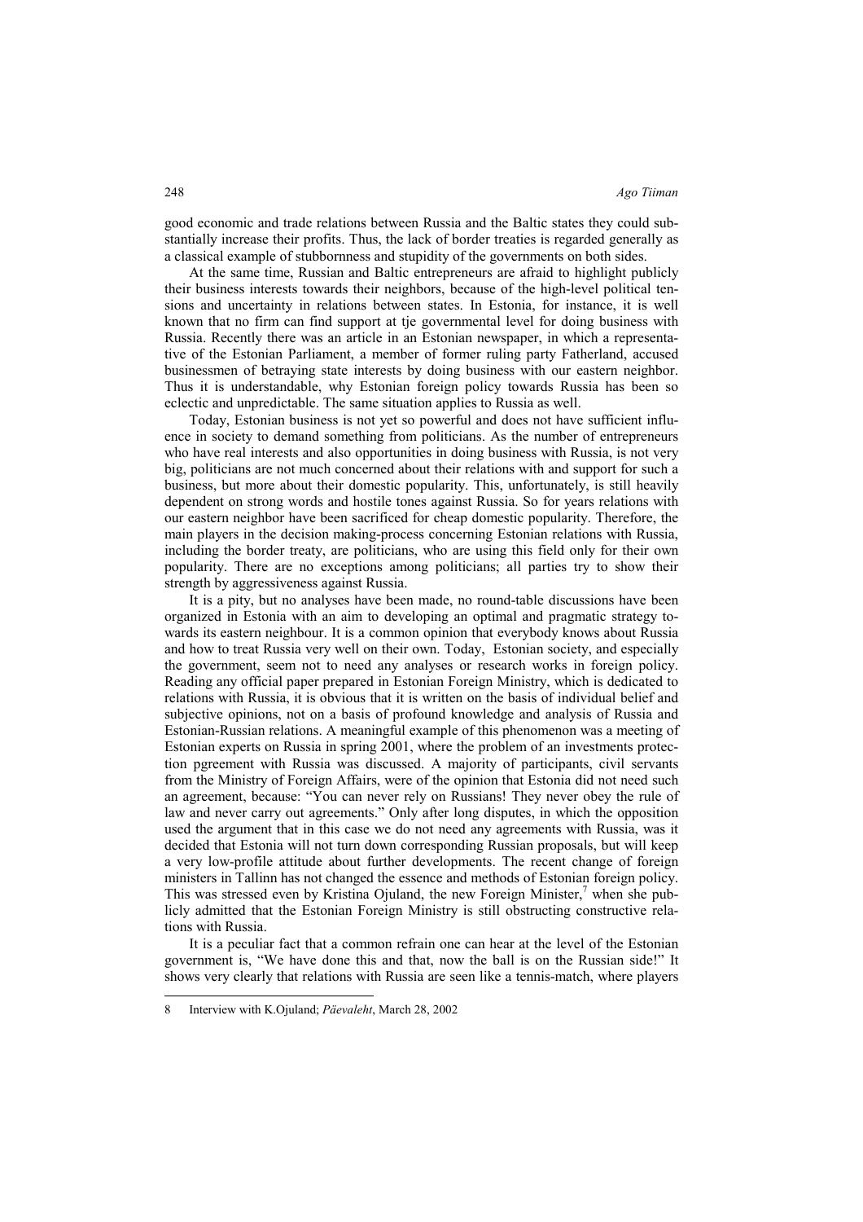good economic and trade relations between Russia and the Baltic states they could substantially increase their profits. Thus, the lack of border treaties is regarded generally as a classical example of stubbornness and stupidity of the governments on both sides.

At the same time, Russian and Baltic entrepreneurs are afraid to highlight publicly their business interests towards their neighbors, because of the high-level political tensions and uncertainty in relations between states. In Estonia, for instance, it is well known that no firm can find support at tje governmental level for doing business with Russia. Recently there was an article in an Estonian newspaper, in which a representative of the Estonian Parliament, a member of former ruling party Fatherland, accused businessmen of betraying state interests by doing business with our eastern neighbor. Thus it is understandable, why Estonian foreign policy towards Russia has been so eclectic and unpredictable. The same situation applies to Russia as well.

Today, Estonian business is not yet so powerful and does not have sufficient influence in society to demand something from politicians. As the number of entrepreneurs who have real interests and also opportunities in doing business with Russia, is not very big, politicians are not much concerned about their relations with and support for such a business, but more about their domestic popularity. This, unfortunately, is still heavily dependent on strong words and hostile tones against Russia. So for years relations with our eastern neighbor have been sacrificed for cheap domestic popularity. Therefore, the main players in the decision making-process concerning Estonian relations with Russia, including the border treaty, are politicians, who are using this field only for their own popularity. There are no exceptions among politicians; all parties try to show their strength by aggressiveness against Russia.

It is a pity, but no analyses have been made, no round-table discussions have been organized in Estonia with an aim to developing an optimal and pragmatic strategy towards its eastern neighbour. It is a common opinion that everybody knows about Russia and how to treat Russia very well on their own. Today, Estonian society, and especially the government, seem not to need any analyses or research works in foreign policy. Reading any official paper prepared in Estonian Foreign Ministry, which is dedicated to relations with Russia, it is obvious that it is written on the basis of individual belief and subjective opinions, not on a basis of profound knowledge and analysis of Russia and Estonian-Russian relations. A meaningful example of this phenomenon was a meeting of Estonian experts on Russia in spring 2001, where the problem of an investments protection pgreement with Russia was discussed. A majority of participants, civil servants from the Ministry of Foreign Affairs, were of the opinion that Estonia did not need such an agreement, because: "You can never rely on Russians! They never obey the rule of law and never carry out agreements." Only after long disputes, in which the opposition used the argument that in this case we do not need any agreements with Russia, was it decided that Estonia will not turn down corresponding Russian proposals, but will keep a very low-profile attitude about further developments. The recent change of foreign ministers in Tallinn has not changed the essence and methods of Estonian foreign policy. This was stressed even by Kristina Ojuland, the new Foreign Minister,[7] when she publicly admitted that the Estonian Foreign Ministry is still obstructing constructive relations with Russia.

It is a peculiar fact that a common refrain one can hear at the level of the Estonian government is, "We have done this and that, now the ball is on the Russian side!" It shows very clearly that relations with Russia are seen like a tennis-match, where players

8 Interview with K.Ojuland; *Päevaleht*, March 28, 2002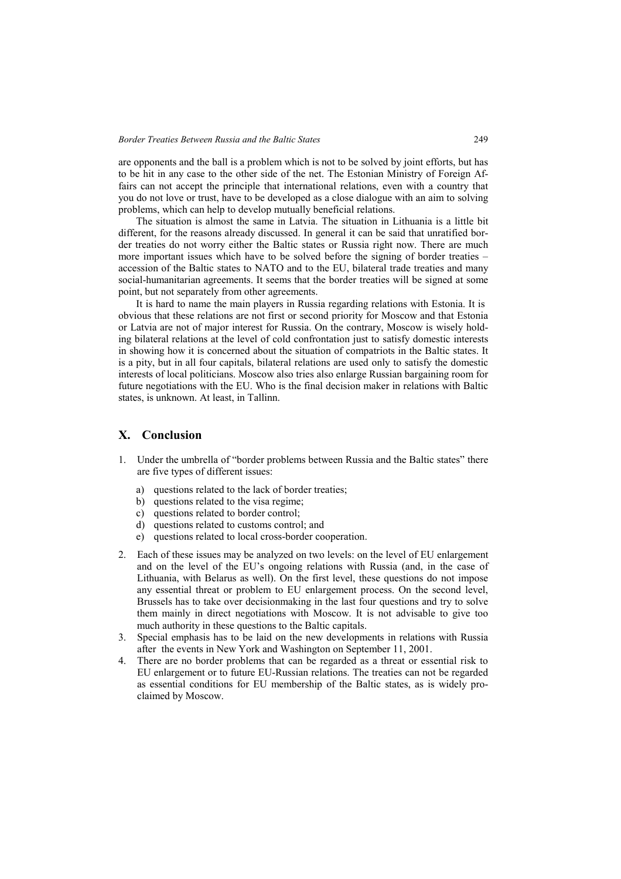are opponents and the ball is a problem which is not to be solved by joint efforts, but has to be hit in any case to the other side of the net. The Estonian Ministry of Foreign Affairs can not accept the principle that international relations, even with a country that you do not love or trust, have to be developed as a close dialogue with an aim to solving problems, which can help to develop mutually beneficial relations.

The situation is almost the same in Latvia. The situation in Lithuania is a little bit different, for the reasons already discussed. In general it can be said that unratified border treaties do not worry either the Baltic states or Russia right now. There are much more important issues which have to be solved before the signing of border treaties – accession of the Baltic states to NATO and to the EU, bilateral trade treaties and many social-humanitarian agreements. It seems that the border treaties will be signed at some point, but not separately from other agreements.

It is hard to name the main players in Russia regarding relations with Estonia. It is obvious that these relations are not first or second priority for Moscow and that Estonia or Latvia are not of major interest for Russia. On the contrary, Moscow is wisely holding bilateral relations at the level of cold confrontation just to satisfy domestic interests in showing how it is concerned about the situation of compatriots in the Baltic states. It is a pity, but in all four capitals, bilateral relations are used only to satisfy the domestic interests of local politicians. Moscow also tries also enlarge Russian bargaining room for future negotiations with the EU. Who is the final decision maker in relations with Baltic states, is unknown. At least, in Tallinn.

## X. Conclusion

1. Under the umbrella of "border problems between Russia and the Baltic states" there are five types of different issues:
   a) questions related to the lack of border treaties;
   b) questions related to the visa regime;
   c) questions related to border control;
   d) questions related to customs control; and
   e) questions related to local cross-border cooperation.
2. Each of these issues may be analyzed on two levels: on the level of EU enlargement and on the level of the EU's ongoing relations with Russia (and, in the case of Lithuania, with Belarus as well). On the first level, these questions do not impose any essential threat or problem to EU enlargement process. On the second level, Brussels has to take over decisionmaking in the last four questions and try to solve them mainly in direct negotiations with Moscow. It is not advisable to give too much authority in these questions to the Baltic capitals.
3. Special emphasis has to be laid on the new developments in relations with Russia after the events in New York and Washington on September 11, 2001.
4. There are no border problems that can be regarded as a threat or essential risk to EU enlargement or to future EU-Russian relations. The treaties can not be regarded as essential conditions for EU membership of the Baltic states, as is widely proclaimed by Moscow.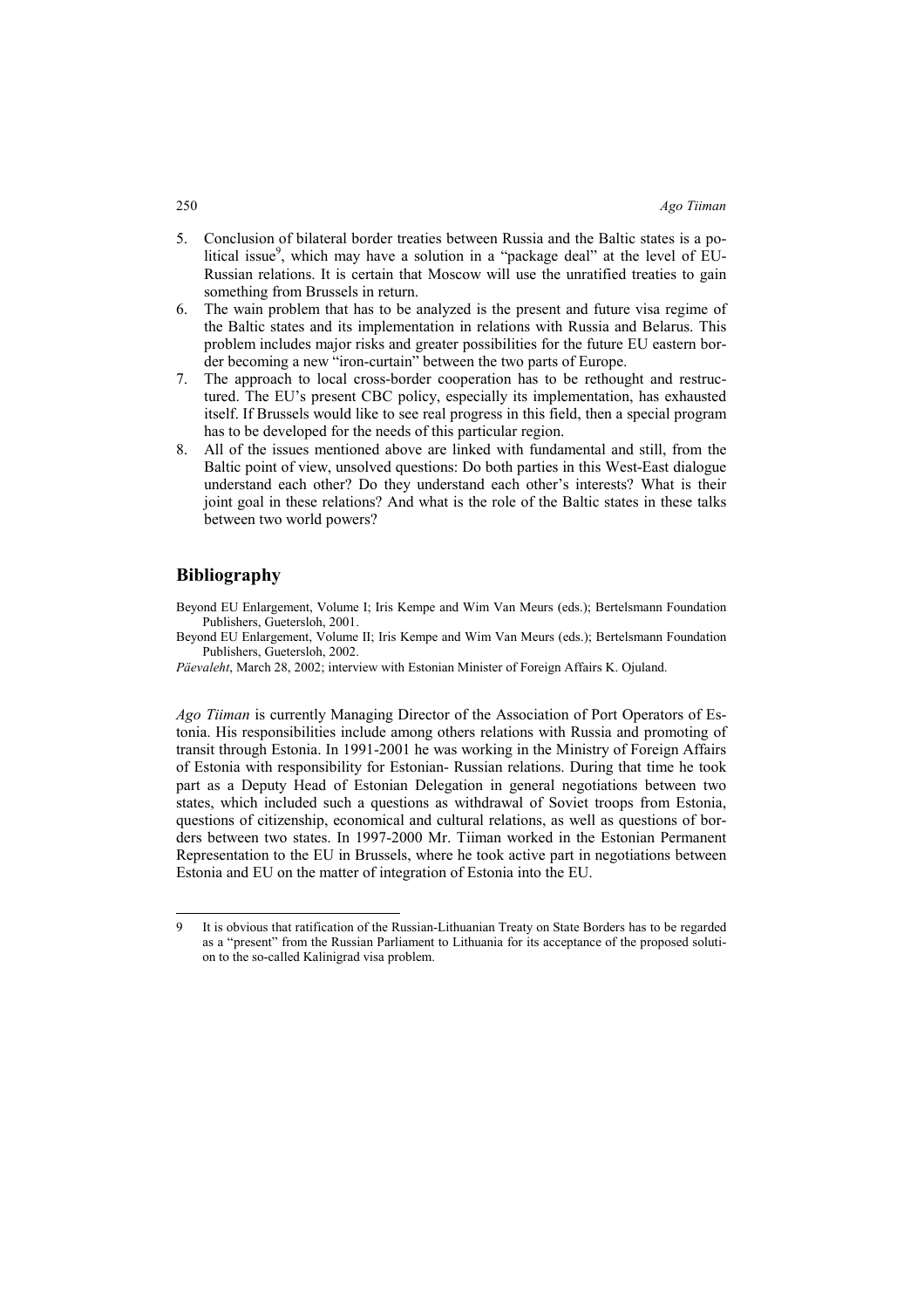5. Conclusion of bilateral border treaties between Russia and the Baltic states is a political issue[9], which may have a solution in a "package deal" at the level of EU-Russian relations. It is certain that Moscow will use the unratified treaties to gain something from Brussels in return.
6. The wain problem that has to be analyzed is the present and future visa regime of the Baltic states and its implementation in relations with Russia and Belarus. This problem includes major risks and greater possibilities for the future EU eastern border becoming a new "iron-curtain" between the two parts of Europe.
7. The approach to local cross-border cooperation has to be rethought and restructured. The EU's present CBC policy, especially its implementation, has exhausted itself. If Brussels would like to see real progress in this field, then a special program has to be developed for the needs of this particular region.
8. All of the issues mentioned above are linked with fundamental and still, from the Baltic point of view, unsolved questions: Do both parties in this West-East dialogue understand each other? Do they understand each other's interests? What is their joint goal in these relations? And what is the role of the Baltic states in these talks between two world powers?

## Bibliography

Beyond EU Enlargement, Volume I; Iris Kempe and Wim Van Meurs (eds.); Bertelsmann Foundation Publishers, Guetersloh, 2001.

Beyond EU Enlargement, Volume II; Iris Kempe and Wim Van Meurs (eds.); Bertelsmann Foundation Publishers, Guetersloh, 2002.

*Päevaleht*, March 28, 2002; interview with Estonian Minister of Foreign Affairs K. Ojuland.

*Ago Tiiman* is currently Managing Director of the Association of Port Operators of Estonia. His responsibilities include among others relations with Russia and promoting of transit through Estonia. In 1991-2001 he was working in the Ministry of Foreign Affairs of Estonia with responsibility for Estonian- Russian relations. During that time he took part as a Deputy Head of Estonian Delegation in general negotiations between two states, which included such a questions as withdrawal of Soviet troops from Estonia, questions of citizenship, economical and cultural relations, as well as questions of borders between two states. In 1997-2000 Mr. Tiiman worked in the Estonian Permanent Representation to the EU in Brussels, where he took active part in negotiations between Estonia and EU on the matter of integration of Estonia into the EU.

---

9 It is obvious that ratification of the Russian-Lithuanian Treaty on State Borders has to be regarded as a "present" from the Russian Parliament to Lithuania for its acceptance of the proposed solution to the so-called Kalinigrad visa problem.